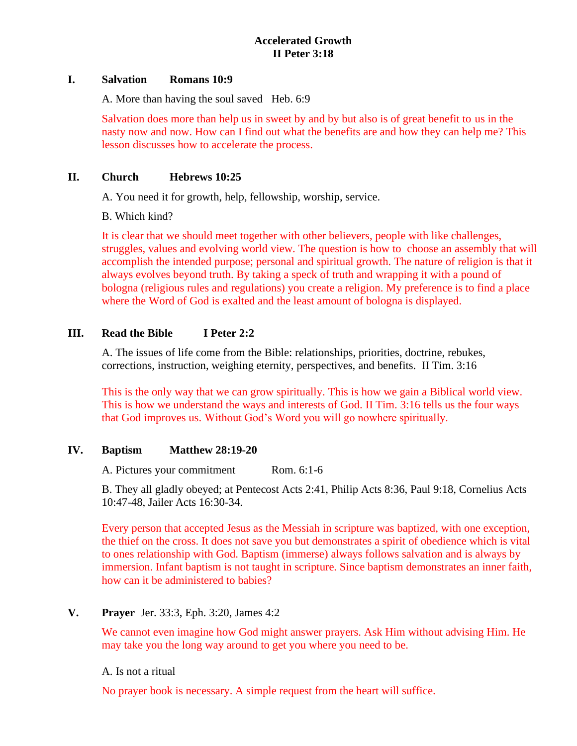# Accelerated Growth
## II Peter 3:18

## I. Salvation Romans 10:9

A. More than having the soul saved Heb. 6:9

Salvation does more than help us in sweet by and by but also is of great benefit to us in the nasty now and now. How can I find out what the benefits are and how they can help me? This lesson discusses how to accelerate the process.

## II. Church Hebrews 10:25

A. You need it for growth, help, fellowship, worship, service.

B. Which kind?

It is clear that we should meet together with other believers, people with like challenges, struggles, values and evolving world view. The question is how to choose an assembly that will accomplish the intended purpose; personal and spiritual growth. The nature of religion is that it always evolves beyond truth. By taking a speck of truth and wrapping it with a pound of bologna (religious rules and regulations) you create a religion. My preference is to find a place where the Word of God is exalted and the least amount of bologna is displayed.

## III. Read the Bible I Peter 2:2

A. The issues of life come from the Bible: relationships, priorities, doctrine, rebukes, corrections, instruction, weighing eternity, perspectives, and benefits. II Tim. 3:16

This is the only way that we can grow spiritually. This is how we gain a Biblical world view. This is how we understand the ways and interests of God. II Tim. 3:16 tells us the four ways that God improves us. Without God's Word you will go nowhere spiritually.

## IV. Baptism Matthew 28:19-20

A. Pictures your commitment Rom. 6:1-6

B. They all gladly obeyed; at Pentecost Acts 2:41, Philip Acts 8:36, Paul 9:18, Cornelius Acts 10:47-48, Jailer Acts 16:30-34.

Every person that accepted Jesus as the Messiah in scripture was baptized, with one exception, the thief on the cross. It does not save you but demonstrates a spirit of obedience which is vital to ones relationship with God. Baptism (immerse) always follows salvation and is always by immersion. Infant baptism is not taught in scripture. Since baptism demonstrates an inner faith, how can it be administered to babies?

## V. Prayer Jer. 33:3, Eph. 3:20, James 4:2

We cannot even imagine how God might answer prayers. Ask Him without advising Him. He may take you the long way around to get you where you need to be.

A. Is not a ritual

No prayer book is necessary. A simple request from the heart will suffice.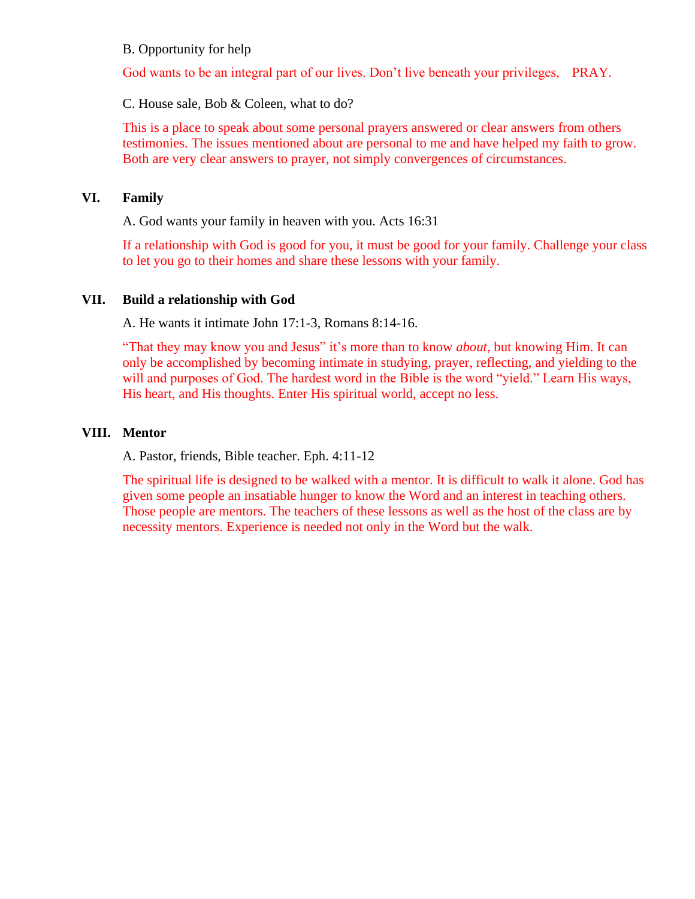B. Opportunity for help

God wants to be an integral part of our lives. Don't live beneath your privileges, PRAY.

C. House sale, Bob & Coleen, what to do?

This is a place to speak about some personal prayers answered or clear answers from others testimonies. The issues mentioned about are personal to me and have helped my faith to grow. Both are very clear answers to prayer, not simply convergences of circumstances.

## VI. Family

A. God wants your family in heaven with you. Acts 16:31

If a relationship with God is good for you, it must be good for your family. Challenge your class to let you go to their homes and share these lessons with your family.

## VII. Build a relationship with God

A. He wants it intimate John 17:1-3, Romans 8:14-16.

"That they may know you and Jesus" it's more than to know *about*, but knowing Him. It can only be accomplished by becoming intimate in studying, prayer, reflecting, and yielding to the will and purposes of God. The hardest word in the Bible is the word "yield." Learn His ways, His heart, and His thoughts. Enter His spiritual world, accept no less.

## VIII. Mentor

A. Pastor, friends, Bible teacher. Eph. 4:11-12

The spiritual life is designed to be walked with a mentor. It is difficult to walk it alone. God has given some people an insatiable hunger to know the Word and an interest in teaching others. Those people are mentors. The teachers of these lessons as well as the host of the class are by necessity mentors. Experience is needed not only in the Word but the walk.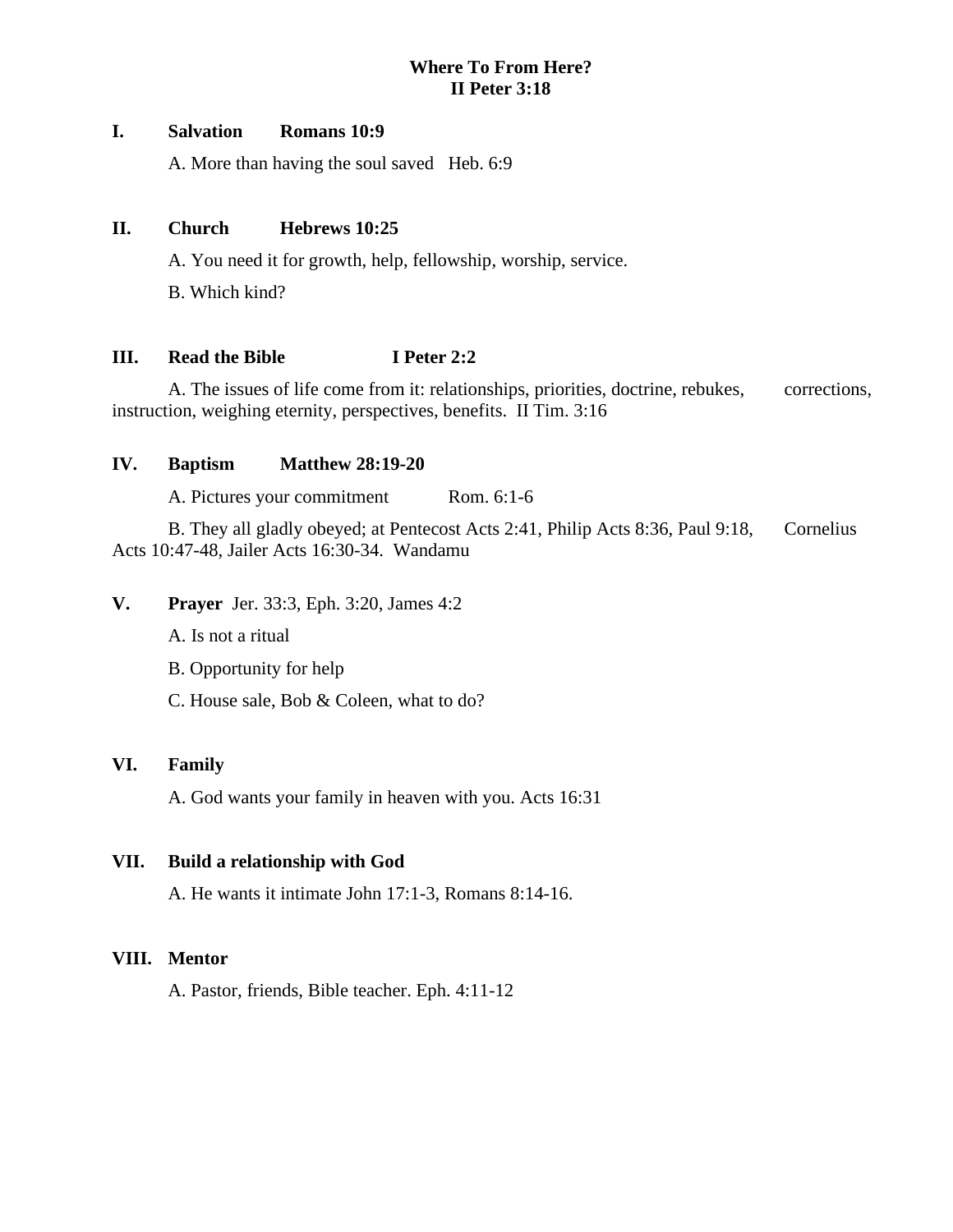# Where To From Here?
## II Peter 3:18

**I. Salvation Romans 10:9**

A. More than having the soul saved Heb. 6:9

**II. Church Hebrews 10:25**

A. You need it for growth, help, fellowship, worship, service.

B. Which kind?

**III. Read the Bible I Peter 2:2**

A. The issues of life come from it: relationships, priorities, doctrine, rebukes, corrections, instruction, weighing eternity, perspectives, benefits. II Tim. 3:16

**IV. Baptism Matthew 28:19-20**

A. Pictures your commitment Rom. 6:1-6

B. They all gladly obeyed; at Pentecost Acts 2:41, Philip Acts 8:36, Paul 9:18, Cornelius Acts 10:47-48, Jailer Acts 16:30-34. Wandamu

**V. Prayer** Jer. 33:3, Eph. 3:20, James 4:2

A. Is not a ritual

B. Opportunity for help

C. House sale, Bob & Coleen, what to do?

**VI. Family**

A. God wants your family in heaven with you. Acts 16:31

**VII. Build a relationship with God**

A. He wants it intimate John 17:1-3, Romans 8:14-16.

**VIII. Mentor**

A. Pastor, friends, Bible teacher. Eph. 4:11-12